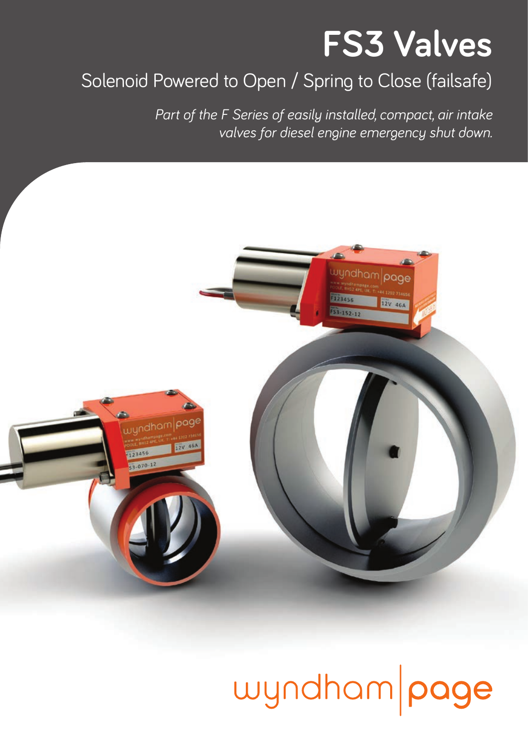# FS3 Valves

## Solenoid Powered to Open / Spring to Close (failsafe)

*Part of the F Series of easily installed, compact, air intake valves for diesel engine emergency shut down.*

wyndham|page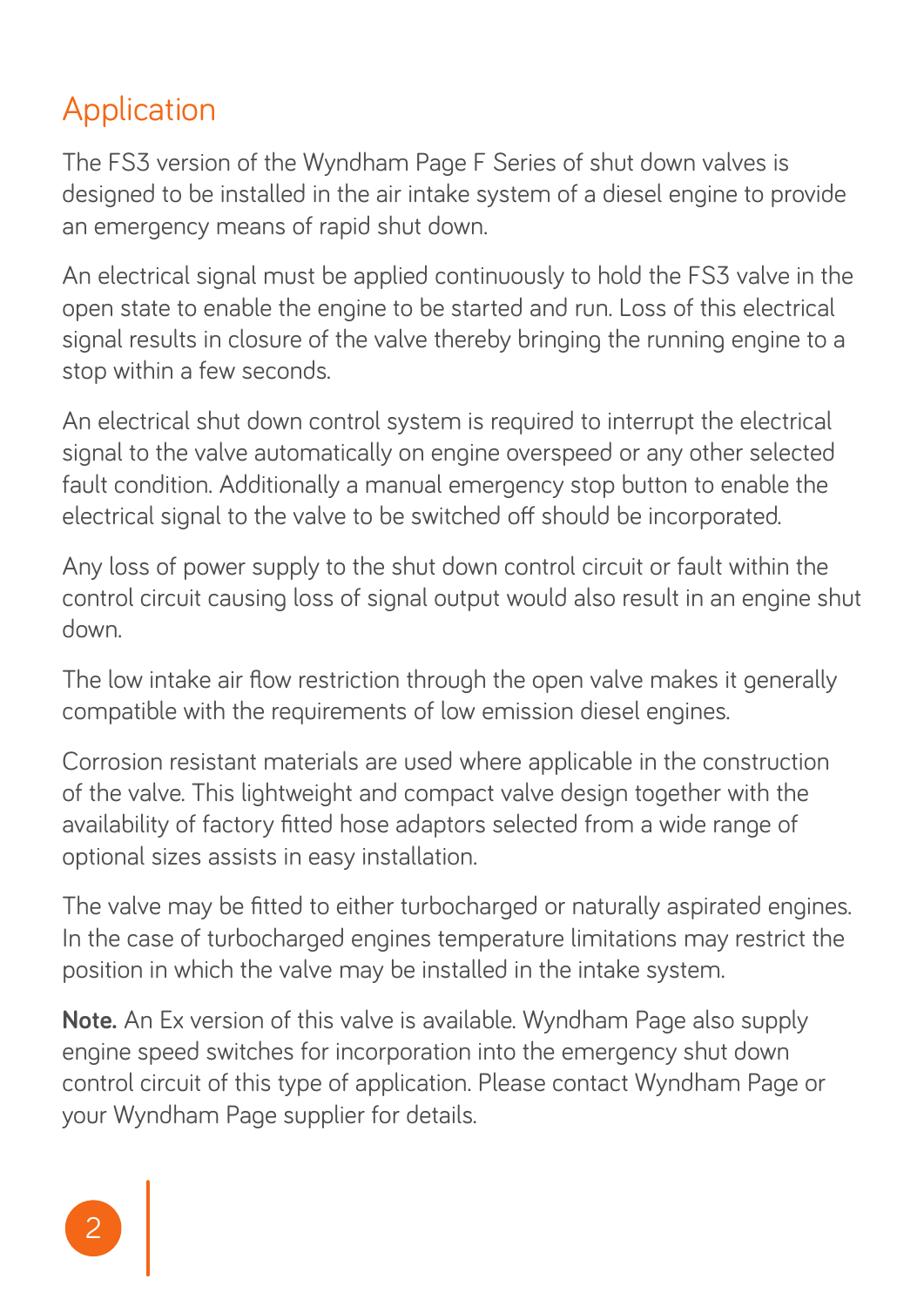## Application

The FS3 version of the Wyndham Page F Series of shut down valves is designed to be installed in the air intake system of a diesel engine to provide an emergency means of rapid shut down.

An electrical signal must be applied continuously to hold the FS3 valve in the open state to enable the engine to be started and run. Loss of this electrical signal results in closure of the valve thereby bringing the running engine to a stop within a few seconds.

An electrical shut down control system is required to interrupt the electrical signal to the valve automatically on engine overspeed or any other selected fault condition. Additionally a manual emergency stop button to enable the electrical signal to the valve to be switched off should be incorporated.

Any loss of power supply to the shut down control circuit or fault within the control circuit causing loss of signal output would also result in an engine shut down.

The low intake air flow restriction through the open valve makes it generally compatible with the requirements of low emission diesel engines.

Corrosion resistant materials are used where applicable in the construction of the valve. This lightweight and compact valve design together with the availability of factory fitted hose adaptors selected from a wide range of optional sizes assists in easy installation.

The valve may be fitted to either turbocharged or naturally aspirated engines. In the case of turbocharged engines temperature limitations may restrict the position in which the valve may be installed in the intake system.

**Note.** An Ex version of this valve is available. Wyndham Page also supply engine speed switches for incorporation into the emergency shut down control circuit of this type of application. Please contact Wyndham Page or your Wyndham Page supplier for details.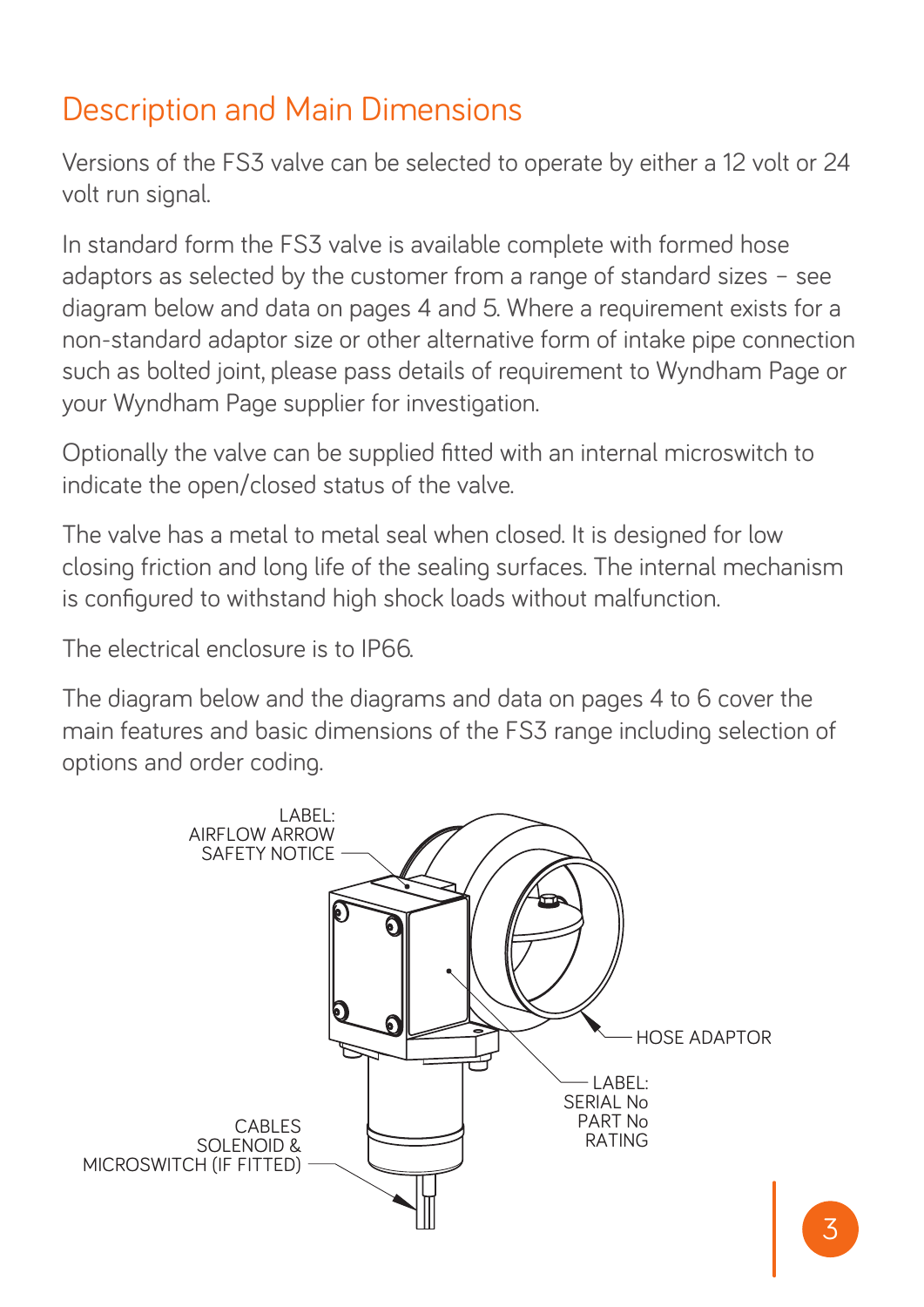# Description and Main Dimensions

Versions of the FS3 valve can be selected to operate by either a 12 volt or 24 volt run signal.

In standard form the FS3 valve is available complete with formed hose adaptors as selected by the customer from a range of standard sizes – see diagram below and data on pages 4 and 5. Where a requirement exists for a non-standard adaptor size or other alternative form of intake pipe connection such as bolted joint, please pass details of requirement to Wyndham Page or your Wyndham Page supplier for investigation.

Optionally the valve can be supplied fitted with an internal microswitch to indicate the open/closed status of the valve.

The valve has a metal to metal seal when closed. It is designed for low closing friction and long life of the sealing surfaces. The internal mechanism is configured to withstand high shock loads without malfunction.

The electrical enclosure is to IP66.

The diagram below and the diagrams and data on pages 4 to 6 cover the main features and basic dimensions of the FS3 range including selection of options and order coding.

LABEL: AIRFLOW ARROW SAFETY NOTICE

HOSE ADAPTOR

LABEL: SERIAL No PART No RATING

CABLES SOLENOID & MICROSWITCH (IF FITTED)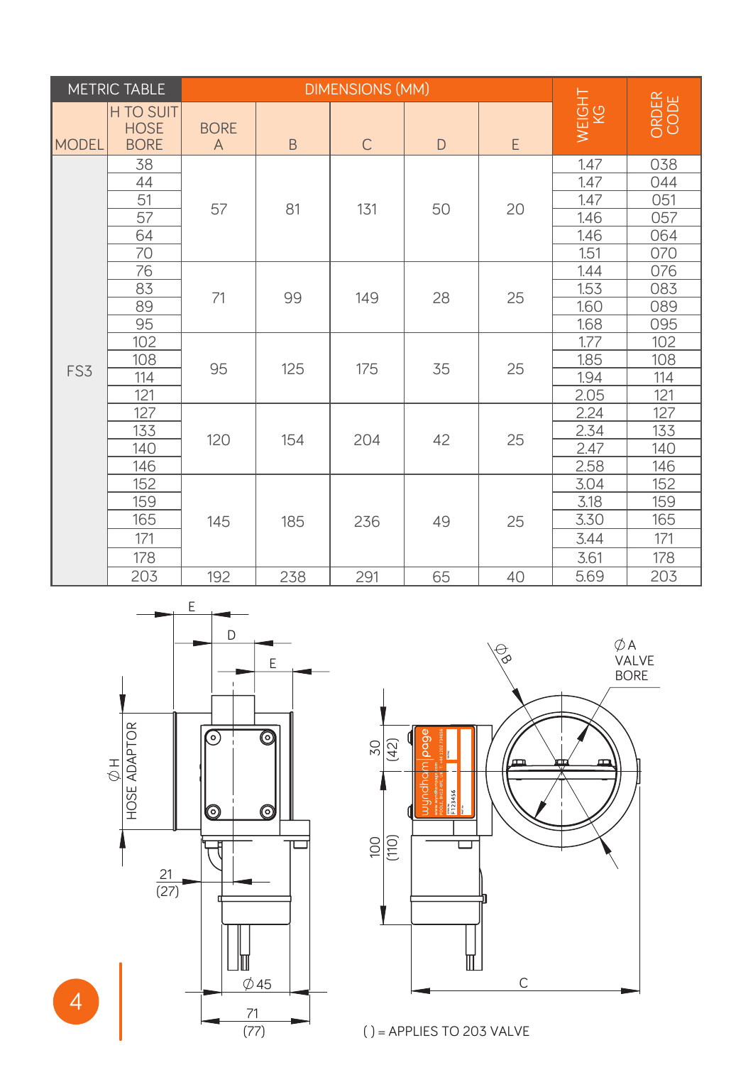| METRIC TABLE | | DIMENSIONS (MM) | | | | | WEIGHT KG | ORDER CODE |
|---|---|---|---|---|---|---|---|---|
| MODEL | H TO SUIT HOSE BORE | BORE A | B | C | D | E | | |
| FS3 | 38 | 57 | 81 | 131 | 50 | 20 | 1.47 | 038 |
| | 44 | | | | | | 1.47 | 044 |
| | 51 | | | | | | 1.47 | 051 |
| | 57 | | | | | | 1.46 | 057 |
| | 64 | | | | | | 1.46 | 064 |
| | 70 | | | | | | 1.51 | 070 |
| | 76 | 71 | 99 | 149 | 28 | 25 | 1.44 | 076 |
| | 83 | | | | | | 1.53 | 083 |
| | 89 | | | | | | 1.60 | 089 |
| | 95 | | | | | | 1.68 | 095 |
| | 102 | 95 | 125 | 175 | 35 | 25 | 1.77 | 102 |
| | 108 | | | | | | 1.85 | 108 |
| | 114 | | | | | | 1.94 | 114 |
| | 121 | | | | | | 2.05 | 121 |
| | 127 | 120 | 154 | 204 | 42 | 25 | 2.24 | 127 |
| | 133 | | | | | | 2.34 | 133 |
| | 140 | | | | | | 2.47 | 140 |
| | 146 | | | | | | 2.58 | 146 |
| | 152 | 145 | 185 | 236 | 49 | 25 | 3.04 | 152 |
| | 159 | | | | | | 3.18 | 159 |
| | 165 | | | | | | 3.30 | 165 |
| | 171 | | | | | | 3.44 | 171 |
| | 178 | | | | | | 3.61 | 178 |
| | 203 | 192 | 238 | 291 | 65 | 40 | 5.69 | 203 |

E, D, E, ∅H HOSE ADAPTOR, 21 (27), ∅45, 71 (77)

∅B, ∅A VALVE BORE, 30 (42), 100 (110), C

( ) = APPLIES TO 203 VALVE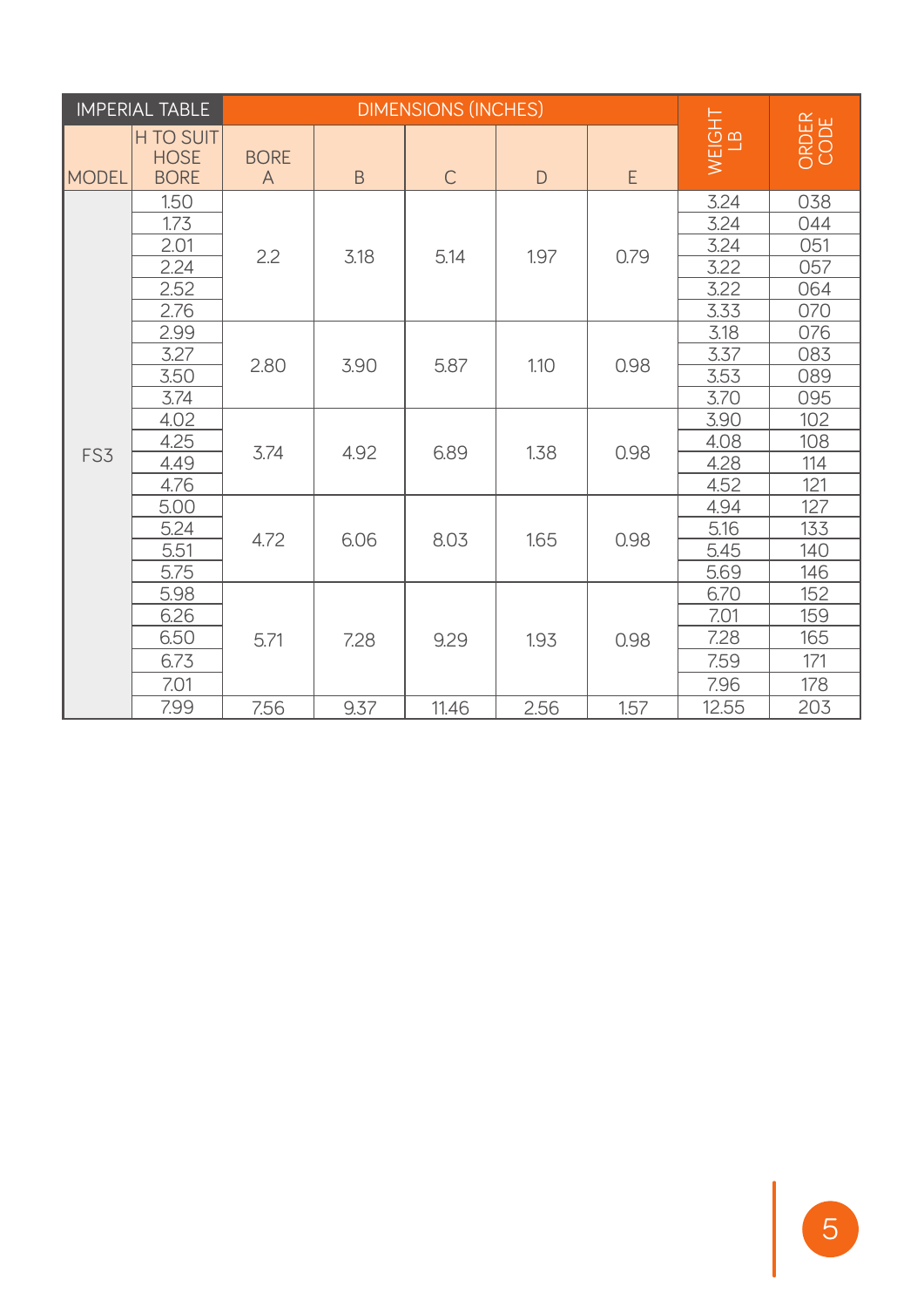| IMPERIAL TABLE | | DIMENSIONS (INCHES) | | | | | WEIGHT LB | ORDER CODE |
|---|---|---|---|---|---|---|---|---|
| MODEL | H TO SUIT HOSE BORE | BORE A | B | C | D | E | | |
| FS3 | 1.50 | 2.2 | 3.18 | 5.14 | 1.97 | 0.79 | 3.24 | 038 |
| | 1.73 | | | | | | 3.24 | 044 |
| | 2.01 | | | | | | 3.24 | 051 |
| | 2.24 | | | | | | 3.22 | 057 |
| | 2.52 | | | | | | 3.22 | 064 |
| | 2.76 | | | | | | 3.33 | 070 |
| | 2.99 | 2.80 | 3.90 | 5.87 | 1.10 | 0.98 | 3.18 | 076 |
| | 3.27 | | | | | | 3.37 | 083 |
| | 3.50 | | | | | | 3.53 | 089 |
| | 3.74 | | | | | | 3.70 | 095 |
| | 4.02 | 3.74 | 4.92 | 6.89 | 1.38 | 0.98 | 3.90 | 102 |
| | 4.25 | | | | | | 4.08 | 108 |
| | 4.49 | | | | | | 4.28 | 114 |
| | 4.76 | | | | | | 4.52 | 121 |
| | 5.00 | 4.72 | 6.06 | 8.03 | 1.65 | 0.98 | 4.94 | 127 |
| | 5.24 | | | | | | 5.16 | 133 |
| | 5.51 | | | | | | 5.45 | 140 |
| | 5.75 | | | | | | 5.69 | 146 |
| | 5.98 | 5.71 | 7.28 | 9.29 | 1.93 | 0.98 | 6.70 | 152 |
| | 6.26 | | | | | | 7.01 | 159 |
| | 6.50 | | | | | | 7.28 | 165 |
| | 6.73 | | | | | | 7.59 | 171 |
| | 7.01 | | | | | | 7.96 | 178 |
| | 7.99 | 7.56 | 9.37 | 11.46 | 2.56 | 1.57 | 12.55 | 203 |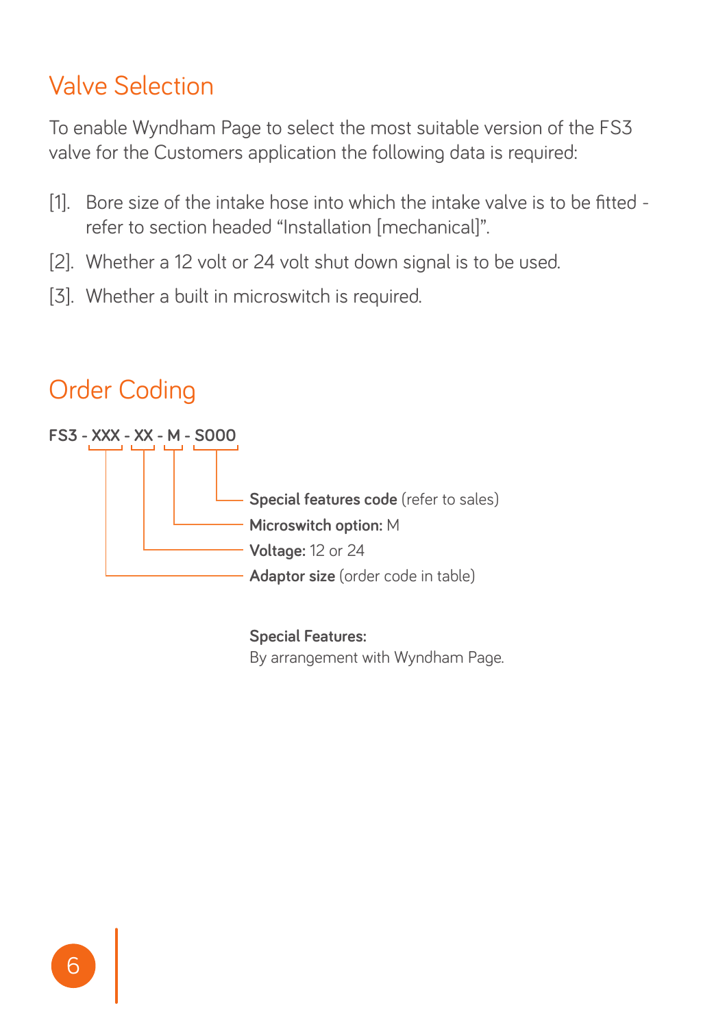## Valve Selection

To enable Wyndham Page to select the most suitable version of the FS3 valve for the Customers application the following data is required:

[1]. Bore size of the intake hose into which the intake valve is to be fitted - refer to section headed "Installation [mechanical]".

[2]. Whether a 12 volt or 24 volt shut down signal is to be used.

[3]. Whether a built in microswitch is required.

## Order Coding

**FS3 - XXX - XX - M - S000**

- **Special features code** (refer to sales) — S000
- **Microswitch option:** M — M
- **Voltage:** 12 or 24 — XX
- **Adaptor size** (order code in table) — XXX

**Special Features:**
By arrangement with Wyndham Page.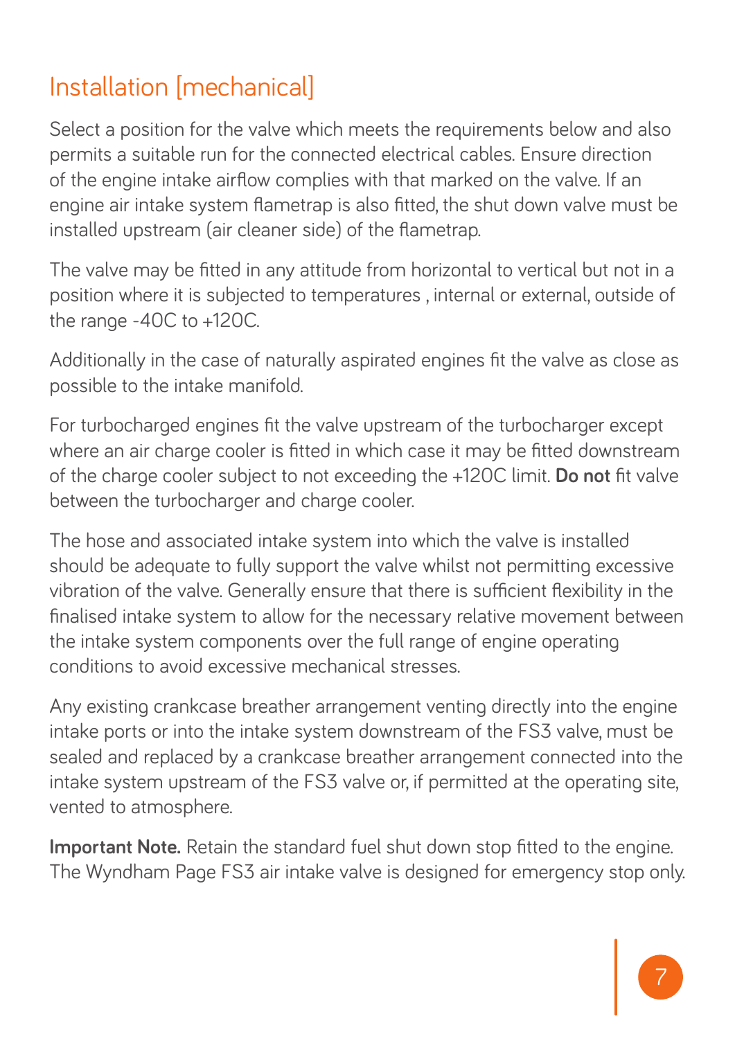# Installation [mechanical]

Select a position for the valve which meets the requirements below and also permits a suitable run for the connected electrical cables. Ensure direction of the engine intake airflow complies with that marked on the valve. If an engine air intake system flametrap is also fitted, the shut down valve must be installed upstream (air cleaner side) of the flametrap.

The valve may be fitted in any attitude from horizontal to vertical but not in a position where it is subjected to temperatures , internal or external, outside of the range -40C to +120C.

Additionally in the case of naturally aspirated engines fit the valve as close as possible to the intake manifold.

For turbocharged engines fit the valve upstream of the turbocharger except where an air charge cooler is fitted in which case it may be fitted downstream of the charge cooler subject to not exceeding the +120C limit. **Do not** fit valve between the turbocharger and charge cooler.

The hose and associated intake system into which the valve is installed should be adequate to fully support the valve whilst not permitting excessive vibration of the valve. Generally ensure that there is sufficient flexibility in the finalised intake system to allow for the necessary relative movement between the intake system components over the full range of engine operating conditions to avoid excessive mechanical stresses.

Any existing crankcase breather arrangement venting directly into the engine intake ports or into the intake system downstream of the FS3 valve, must be sealed and replaced by a crankcase breather arrangement connected into the intake system upstream of the FS3 valve or, if permitted at the operating site, vented to atmosphere.

**Important Note.** Retain the standard fuel shut down stop fitted to the engine. The Wyndham Page FS3 air intake valve is designed for emergency stop only.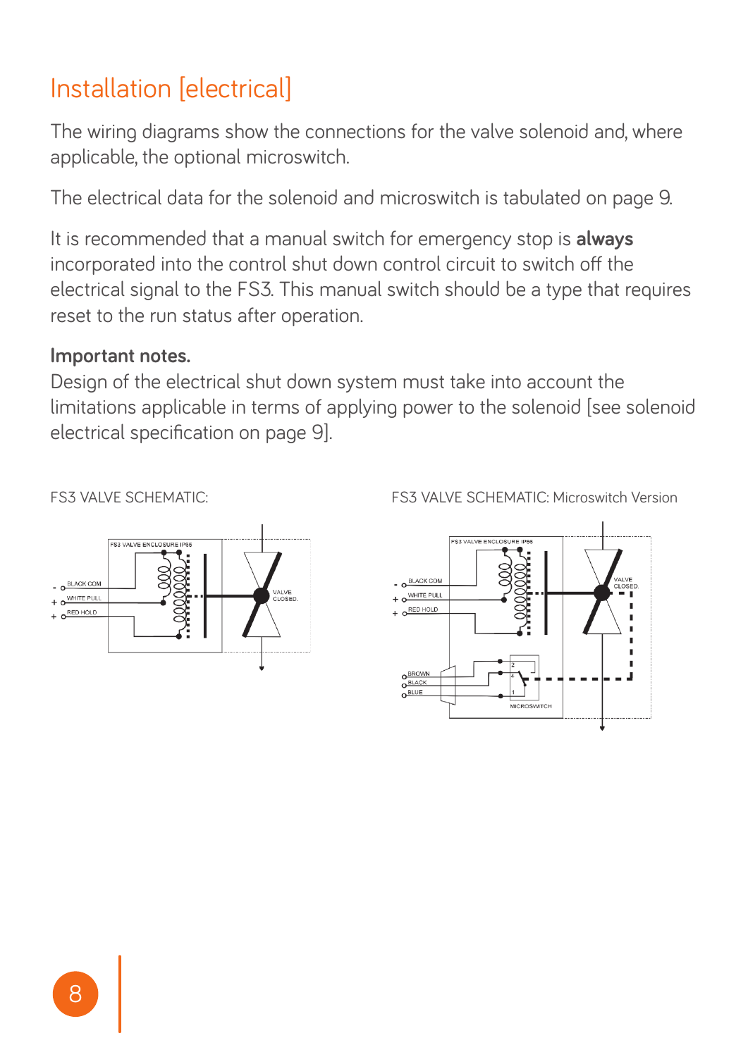# Installation [electrical]

The wiring diagrams show the connections for the valve solenoid and, where applicable, the optional microswitch.

The electrical data for the solenoid and microswitch is tabulated on page 9.

It is recommended that a manual switch for emergency stop is **always** incorporated into the control shut down control circuit to switch off the electrical signal to the FS3. This manual switch should be a type that requires reset to the run status after operation.

**Important notes.**

Design of the electrical shut down system must take into account the limitations applicable in terms of applying power to the solenoid [see solenoid electrical specification on page 9].

FS3 VALVE SCHEMATIC:

FS3 VALVE ENCLOSURE IP66

- BLACK COM
+ WHITE PULL
+ RED HOLD

VALVE CLOSED.

FS3 VALVE SCHEMATIC: Microswitch Version

FS3 VALVE ENCLOSURE IP66

- BLACK COM
+ WHITE PULL
+ RED HOLD

VALVE CLOSED.

BROWN
BLACK
BLUE

MICROSWITCH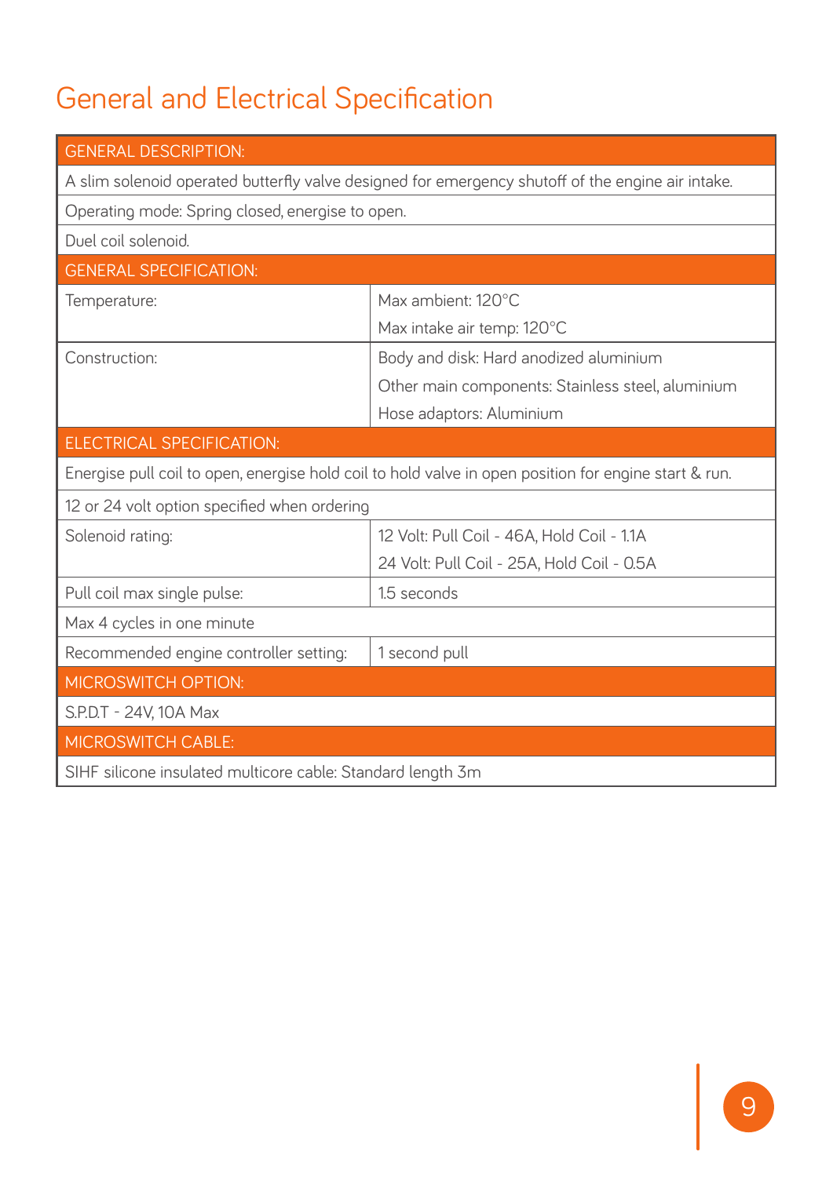# General and Electrical Specification

| GENERAL DESCRIPTION: | |
|---|---|
| A slim solenoid operated butterfly valve designed for emergency shutoff of the engine air intake. | |
| Operating mode: Spring closed, energise to open. | |
| Duel coil solenoid. | |
| **GENERAL SPECIFICATION:** | |
| Temperature: | Max ambient: 120°C<br>Max intake air temp: 120°C |
| Construction: | Body and disk: Hard anodized aluminium<br>Other main components: Stainless steel, aluminium<br>Hose adaptors: Aluminium |
| **ELECTRICAL SPECIFICATION:** | |
| Energise pull coil to open, energise hold coil to hold valve in open position for engine start & run. | |
| 12 or 24 volt option specified when ordering | |
| Solenoid rating: | 12 Volt: Pull Coil - 46A, Hold Coil - 1.1A<br>24 Volt: Pull Coil - 25A, Hold Coil - 0.5A |
| Pull coil max single pulse: | 1.5 seconds |
| Max 4 cycles in one minute | |
| Recommended engine controller setting: | 1 second pull |
| **MICROSWITCH OPTION:** | |
| S.P.D.T - 24V, 10A Max | |
| **MICROSWITCH CABLE:** | |
| SIHF silicone insulated multicore cable: Standard length 3m | |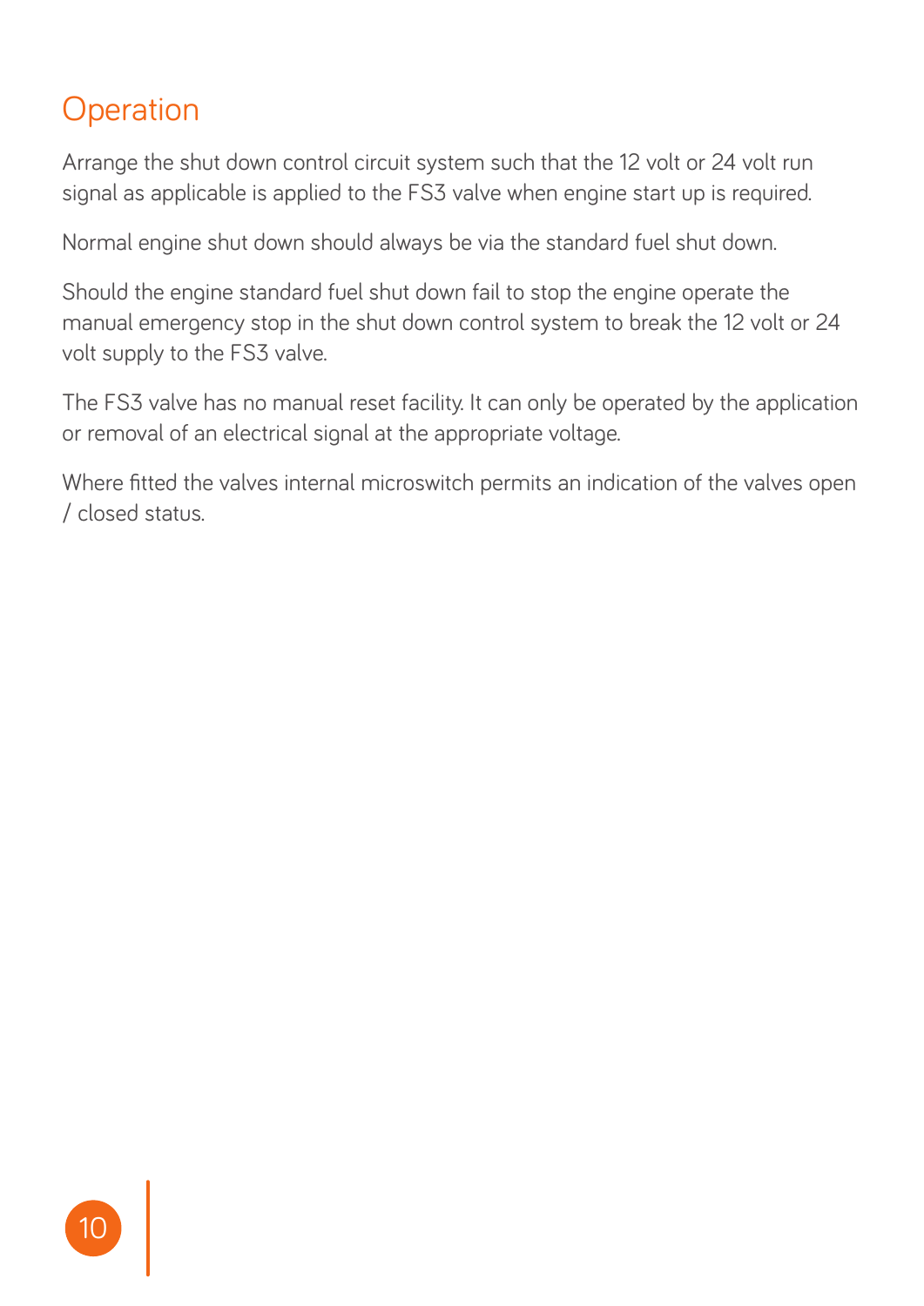# Operation

Arrange the shut down control circuit system such that the 12 volt or 24 volt run signal as applicable is applied to the FS3 valve when engine start up is required.

Normal engine shut down should always be via the standard fuel shut down.

Should the engine standard fuel shut down fail to stop the engine operate the manual emergency stop in the shut down control system to break the 12 volt or 24 volt supply to the FS3 valve.

The FS3 valve has no manual reset facility. It can only be operated by the application or removal of an electrical signal at the appropriate voltage.

Where fitted the valves internal microswitch permits an indication of the valves open / closed status.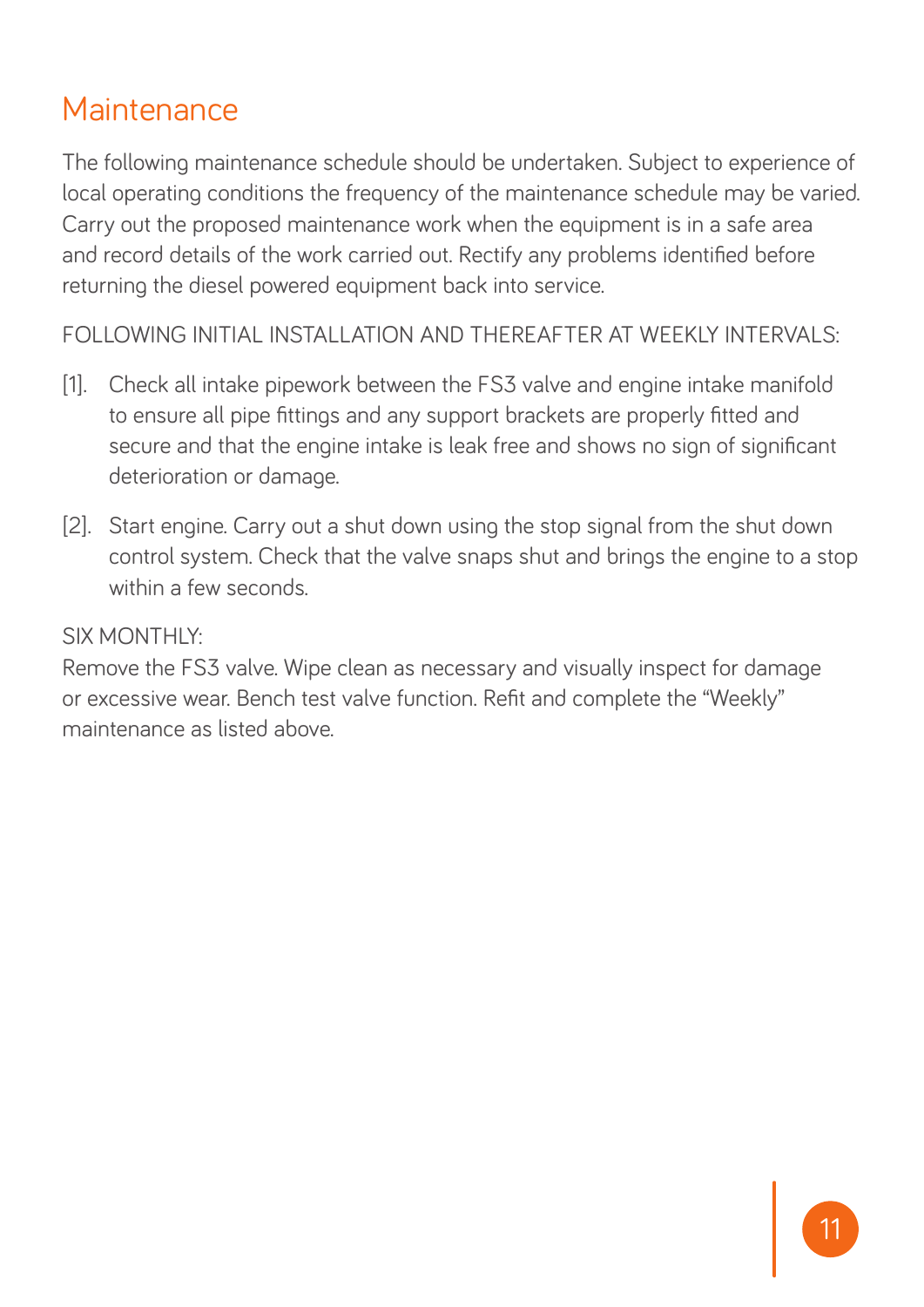# Maintenance

The following maintenance schedule should be undertaken. Subject to experience of local operating conditions the frequency of the maintenance schedule may be varied. Carry out the proposed maintenance work when the equipment is in a safe area and record details of the work carried out. Rectify any problems identified before returning the diesel powered equipment back into service.

FOLLOWING INITIAL INSTALLATION AND THEREAFTER AT WEEKLY INTERVALS:

[1]. Check all intake pipework between the FS3 valve and engine intake manifold to ensure all pipe fittings and any support brackets are properly fitted and secure and that the engine intake is leak free and shows no sign of significant deterioration or damage.

[2]. Start engine. Carry out a shut down using the stop signal from the shut down control system. Check that the valve snaps shut and brings the engine to a stop within a few seconds.

SIX MONTHLY:
Remove the FS3 valve. Wipe clean as necessary and visually inspect for damage or excessive wear. Bench test valve function. Refit and complete the "Weekly" maintenance as listed above.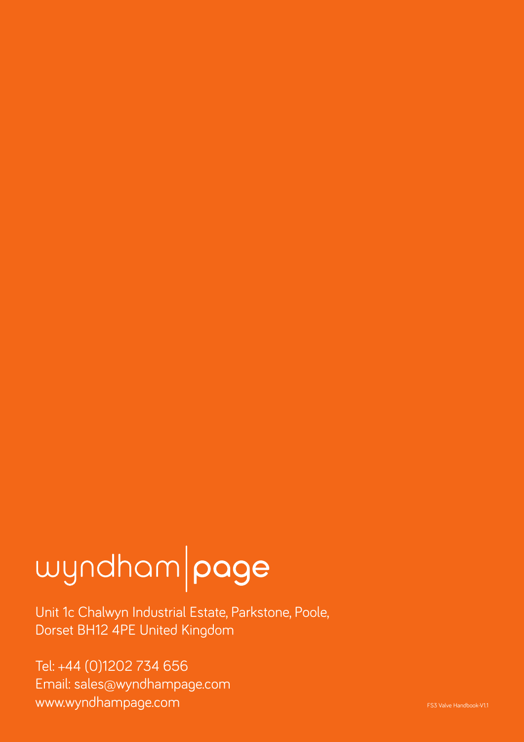wyndham | page

Unit 1c Chalwyn Industrial Estate, Parkstone, Poole,
Dorset BH12 4PE United Kingdom

Tel: +44 (0)1202 734 656
Email: sales@wyndhampage.com
www.wyndhampage.com

FS3 Valve Handbook-V1.1